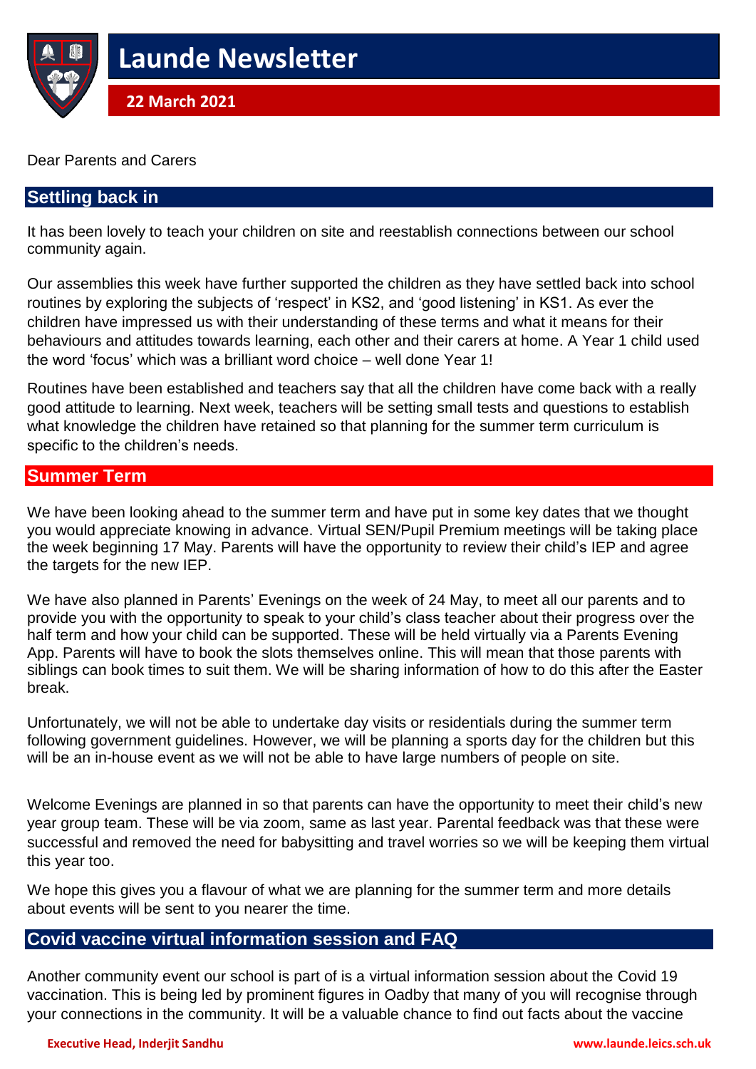# Launde Newsletter

**22 March 2021**

Dear Parents and Carers

## Settling back in

It has been lovely to teach your children on site and reestablish connections between our school community again.

Our assemblies this week have further supported the children as they have settled back into school routines by exploring the subjects of 'respect' in KS2, and 'good listening' in KS1. As ever the children have impressed us with their understanding of these terms and what it means for their behaviours and attitudes towards learning, each other and their carers at home. A Year 1 child used the word 'focus' which was a brilliant word choice – well done Year 1!

Routines have been established and teachers say that all the children have come back with a really good attitude to learning. Next week, teachers will be setting small tests and questions to establish what knowledge the children have retained so that planning for the summer term curriculum is specific to the children's needs.

## Summer Term

We have been looking ahead to the summer term and have put in some key dates that we thought you would appreciate knowing in advance. Virtual SEN/Pupil Premium meetings will be taking place the week beginning 17 May. Parents will have the opportunity to review their child's IEP and agree the targets for the new IEP.

We have also planned in Parents' Evenings on the week of 24 May, to meet all our parents and to provide you with the opportunity to speak to your child's class teacher about their progress over the half term and how your child can be supported. These will be held virtually via a Parents Evening App. Parents will have to book the slots themselves online. This will mean that those parents with siblings can book times to suit them. We will be sharing information of how to do this after the Easter break.

Unfortunately, we will not be able to undertake day visits or residentials during the summer term following government guidelines. However, we will be planning a sports day for the children but this will be an in-house event as we will not be able to have large numbers of people on site.

Welcome Evenings are planned in so that parents can have the opportunity to meet their child's new year group team. These will be via zoom, same as last year. Parental feedback was that these were successful and removed the need for babysitting and travel worries so we will be keeping them virtual this year too.

We hope this gives you a flavour of what we are planning for the summer term and more details about events will be sent to you nearer the time.

## Covid vaccine virtual information session and FAQ

Another community event our school is part of is a virtual information session about the Covid 19 vaccination. This is being led by prominent figures in Oadby that many of you will recognise through your connections in the community. It will be a valuable chance to find out facts about the vaccine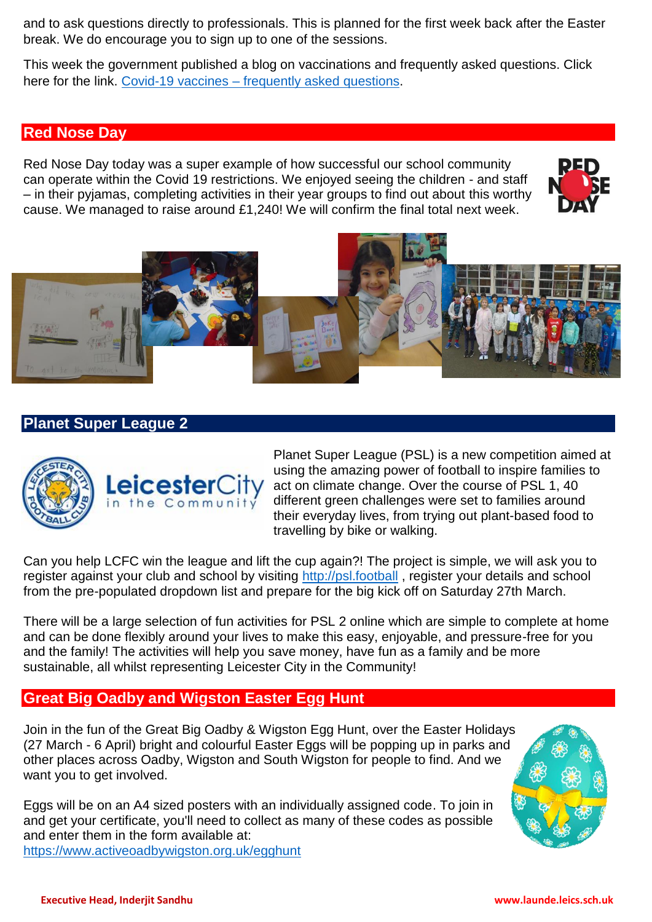and to ask questions directly to professionals. This is planned for the first week back after the Easter break. We do encourage you to sign up to one of the sessions.

This week the government published a blog on vaccinations and frequently asked questions. Click here for the link. [Covid-19 vaccines – frequently asked questions](#).

## Red Nose Day

Red Nose Day today was a super example of how successful our school community can operate within the Covid 19 restrictions. We enjoyed seeing the children - and staff – in their pyjamas, completing activities in their year groups to find out about this worthy cause. We managed to raise around £1,240! We will confirm the final total next week.

## Planet Super League 2

Planet Super League (PSL) is a new competition aimed at using the amazing power of football to inspire families to act on climate change. Over the course of PSL 1, 40 different green challenges were set to families around their everyday lives, from trying out plant-based food to travelling by bike or walking.

Can you help LCFC win the league and lift the cup again?! The project is simple, we will ask you to register against your club and school by visiting http://psl.football , register your details and school from the pre-populated dropdown list and prepare for the big kick off on Saturday 27th March.

There will be a large selection of fun activities for PSL 2 online which are simple to complete at home and can be done flexibly around your lives to make this easy, enjoyable, and pressure-free for you and the family! The activities will help you save money, have fun as a family and be more sustainable, all whilst representing Leicester City in the Community!

## Great Big Oadby and Wigston Easter Egg Hunt

Join in the fun of the Great Big Oadby & Wigston Egg Hunt, over the Easter Holidays (27 March - 6 April) bright and colourful Easter Eggs will be popping up in parks and other places across Oadby, Wigston and South Wigston for people to find. And we want you to get involved.

Eggs will be on an A4 sized posters with an individually assigned code. To join in and get your certificate, you'll need to collect as many of these codes as possible and enter them in the form available at:
https://www.activeoadbywigston.org.uk/egghunt

**Executive Head, Inderjit Sandhu** **www.launde.leics.sch.uk**